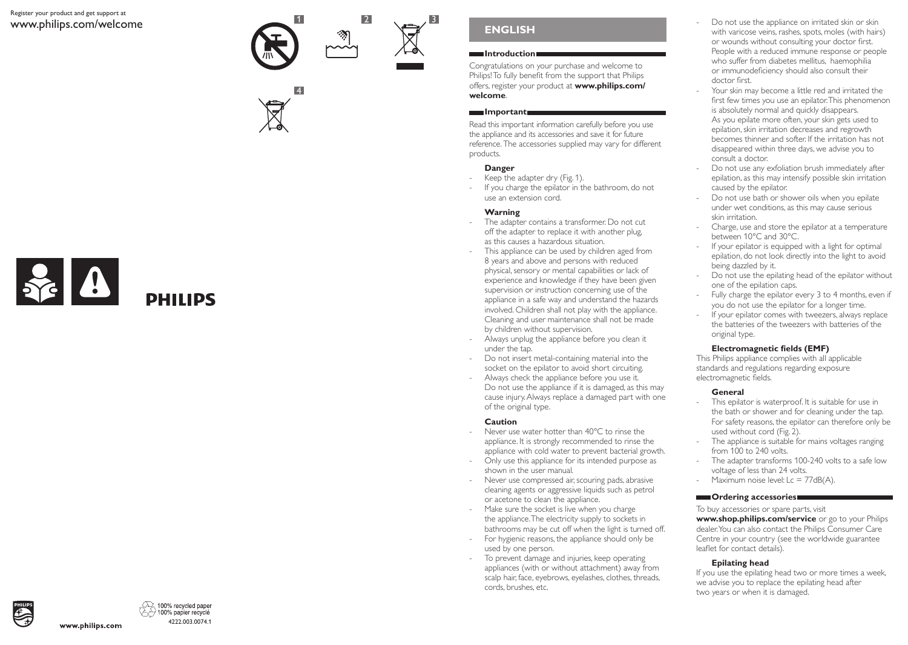Register your product and get support at
www.philips.com/welcome

1

2

3

4

PHILIPS

100% recycled paper
100% papier recyclé
4222.003.0074.1

www.philips.com

## ENGLISH

### Introduction

Congratulations on your purchase and welcome to Philips! To fully benefit from the support that Philips offers, register your product at **www.philips.com/welcome**.

### Important

Read this important information carefully before you use the appliance and its accessories and save it for future reference. The accessories supplied may vary for different products.

#### Danger

- Keep the adapter dry (Fig. 1).
- If you charge the epilator in the bathroom, do not use an extension cord.

#### Warning

- The adapter contains a transformer. Do not cut off the adapter to replace it with another plug, as this causes a hazardous situation.
- This appliance can be used by children aged from 8 years and above and persons with reduced physical, sensory or mental capabilities or lack of experience and knowledge if they have been given supervision or instruction concerning use of the appliance in a safe way and understand the hazards involved. Children shall not play with the appliance. Cleaning and user maintenance shall not be made by children without supervision.
- Always unplug the appliance before you clean it under the tap.
- Do not insert metal-containing material into the socket on the epilator to avoid short circuiting.
- Always check the appliance before you use it. Do not use the appliance if it is damaged, as this may cause injury. Always replace a damaged part with one of the original type.

#### Caution

- Never use water hotter than 40°C to rinse the appliance. It is strongly recommended to rinse the appliance with cold water to prevent bacterial growth.
- Only use this appliance for its intended purpose as shown in the user manual.
- Never use compressed air, scouring pads, abrasive cleaning agents or aggressive liquids such as petrol or acetone to clean the appliance.
- Make sure the socket is live when you charge the appliance. The electricity supply to sockets in bathrooms may be cut off when the light is turned off.
- For hygienic reasons, the appliance should only be used by one person.
- To prevent damage and injuries, keep operating appliances (with or without attachment) away from scalp hair, face, eyebrows, eyelashes, clothes, threads, cords, brushes, etc.
- Do not use the appliance on irritated skin or skin with varicose veins, rashes, spots, moles (with hairs) or wounds without consulting your doctor first. People with a reduced immune response or people who suffer from diabetes mellitus, haemophilia or immunodeficiency should also consult their doctor first.
- Your skin may become a little red and irritated the first few times you use an epilator. This phenomenon is absolutely normal and quickly disappears. As you epilate more often, your skin gets used to epilation, skin irritation decreases and regrowth becomes thinner and softer. If the irritation has not disappeared within three days, we advise you to consult a doctor.
- Do not use any exfoliation brush immediately after epilation, as this may intensify possible skin irritation caused by the epilator.
- Do not use bath or shower oils when you epilate under wet conditions, as this may cause serious skin irritation.
- Charge, use and store the epilator at a temperature between 10°C and 30°C.
- If your epilator is equipped with a light for optimal epilation, do not look directly into the light to avoid being dazzled by it.
- Do not use the epilating head of the epilator without one of the epilation caps.
- Fully charge the epilator every 3 to 4 months, even if you do not use the epilator for a longer time.
- If your epilator comes with tweezers, always replace the batteries of the tweezers with batteries of the original type.

#### Electromagnetic fields (EMF)

This Philips appliance complies with all applicable standards and regulations regarding exposure electromagnetic fields.

#### General

- This epilator is waterproof. It is suitable for use in the bath or shower and for cleaning under the tap. For safety reasons, the epilator can therefore only be used without cord (Fig. 2).
- The appliance is suitable for mains voltages ranging from 100 to 240 volts.
- The adapter transforms 100-240 volts to a safe low voltage of less than 24 volts.
- Maximum noise level: Lc = 77dB(A).

### Ordering accessories

To buy accessories or spare parts, visit **www.shop.philips.com/service** or go to your Philips dealer. You can also contact the Philips Consumer Care Centre in your country (see the worldwide guarantee leaflet for contact details).

#### Epilating head

If you use the epilating head two or more times a week, we advise you to replace the epilating head after two years or when it is damaged.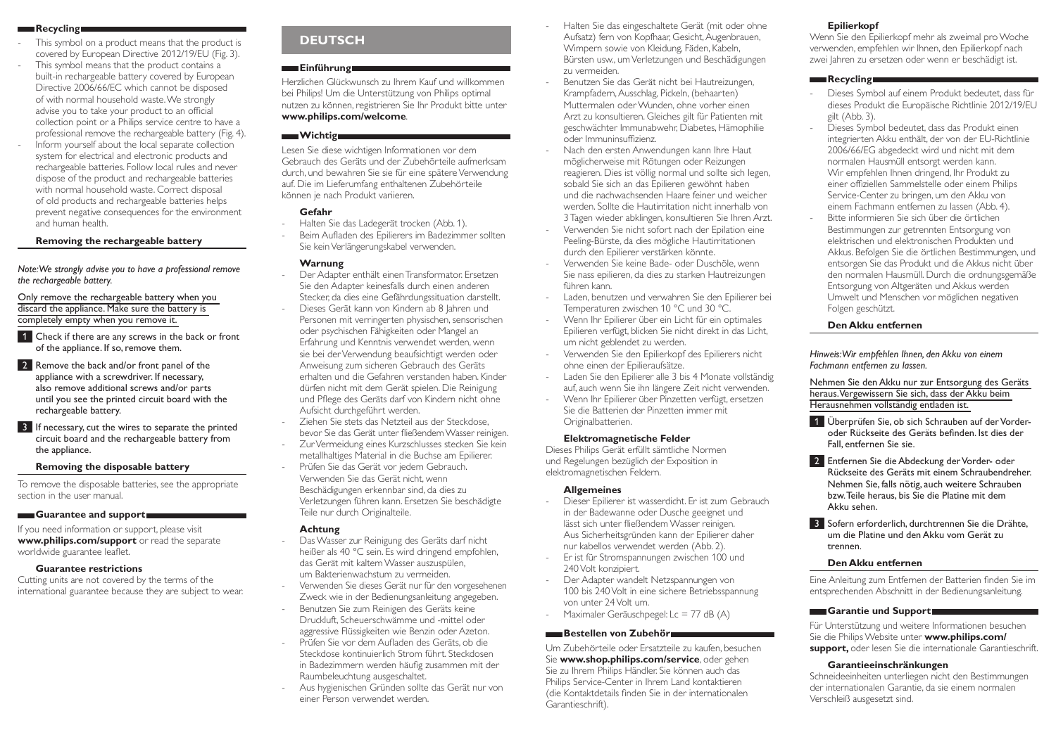## Recycling

- This symbol on a product means that the product is covered by European Directive 2012/19/EU (Fig. 3).
- This symbol means that the product contains a built-in rechargeable battery covered by European Directive 2006/66/EC which cannot be disposed of with normal household waste. We strongly advise you to take your product to an official collection point or a Philips service centre to have a professional remove the rechargeable battery (Fig. 4).
- Inform yourself about the local separate collection system for electrical and electronic products and rechargeable batteries. Follow local rules and never dispose of the product and rechargeable batteries with normal household waste. Correct disposal of old products and rechargeable batteries helps prevent negative consequences for the environment and human health.

### Removing the rechargeable battery

*Note: We strongly advise you to have a professional remove the rechargeable battery.*

Only remove the rechargeable battery when you discard the appliance. Make sure the battery is completely empty when you remove it.

1. Check if there are any screws in the back or front of the appliance. If so, remove them.
2. Remove the back and/or front panel of the appliance with a screwdriver. If necessary, also remove additional screws and/or parts until you see the printed circuit board with the rechargeable battery.
3. If necessary, cut the wires to separate the printed circuit board and the rechargeable battery from the appliance.

### Removing the disposable battery

To remove the disposable batteries, see the appropriate section in the user manual.

## Guarantee and support

If you need information or support, please visit **www.philips.com/support** or read the separate worldwide guarantee leaflet.

### Guarantee restrictions

Cutting units are not covered by the terms of the international guarantee because they are subject to wear.

# DEUTSCH

## Einführung

Herzlichen Glückwunsch zu Ihrem Kauf und willkommen bei Philips! Um die Unterstützung von Philips optimal nutzen zu können, registrieren Sie Ihr Produkt bitte unter **www.philips.com/welcome**.

## Wichtig

Lesen Sie diese wichtigen Informationen vor dem Gebrauch des Geräts und der Zubehörteile aufmerksam durch, und bewahren Sie sie für eine spätere Verwendung auf. Die im Lieferumfang enthaltenen Zubehörteile können je nach Produkt variieren.

### Gefahr

- Halten Sie das Ladegerät trocken (Abb. 1).
- Beim Aufladen des Epilierers im Badezimmer sollten Sie kein Verlängerungskabel verwenden.

### Warnung

- Der Adapter enthält einen Transformator. Ersetzen Sie den Adapter keinesfalls durch einen anderen Stecker, da dies eine Gefährdungssituation darstellt.
- Dieses Gerät kann von Kindern ab 8 Jahren und Personen mit verringerten physischen, sensorischen oder psychischen Fähigkeiten oder Mangel an Erfahrung und Kenntnis verwendet werden, wenn sie bei der Verwendung beaufsichtigt werden oder Anweisung zum sicheren Gebrauch des Geräts erhalten und die Gefahren verstanden haben. Kinder dürfen nicht mit dem Gerät spielen. Die Reinigung und Pflege des Geräts darf von Kindern nicht ohne Aufsicht durchgeführt werden.
- Ziehen Sie stets das Netzteil aus der Steckdose, bevor Sie das Gerät unter fließendem Wasser reinigen.
- Zur Vermeidung eines Kurzschlusses stecken Sie kein metallhaltiges Material in die Buchse am Epilierer.
- Prüfen Sie das Gerät vor jedem Gebrauch. Verwenden Sie das Gerät nicht, wenn Beschädigungen erkennbar sind, da dies zu Verletzungen führen kann. Ersetzen Sie beschädigte Teile nur durch Originalteile.

### Achtung

- Das Wasser zur Reinigung des Geräts darf nicht heißer als 40 °C sein. Es wird dringend empfohlen, das Gerät mit kaltem Wasser auszuspülen, um Bakterienwachstum zu vermeiden.
- Verwenden Sie dieses Gerät nur für den vorgesehenen Zweck wie in der Bedienungsanleitung angegeben.
- Benutzen Sie zum Reinigen des Geräts keine Druckluft, Scheuerschwämme und -mittel oder aggressive Flüssigkeiten wie Benzin oder Azeton.
- Prüfen Sie vor dem Aufladen des Geräts, ob die Steckdose kontinuierlich Strom führt. Steckdosen in Badezimmern werden häufig zusammen mit der Raumbeleuchtung ausgeschaltet.
- Aus hygienischen Gründen sollte das Gerät nur von einer Person verwendet werden.
- Halten Sie das eingeschaltete Gerät (mit oder ohne Aufsatz) fern von Kopfhaar, Gesicht, Augenbrauen, Wimpern sowie von Kleidung, Fäden, Kabeln, Bürsten usw., um Verletzungen und Beschädigungen zu vermeiden.
- Benutzen Sie das Gerät nicht bei Hautreizungen, Krampfadern, Ausschlag, Pickeln, (behaarten) Muttermalen oder Wunden, ohne vorher einen Arzt zu konsultieren. Gleiches gilt für Patienten mit geschwächter Immunabwehr, Diabetes, Hämophilie oder Immuninsuffizienz.
- Nach den ersten Anwendungen kann Ihre Haut möglicherweise mit Rötungen oder Reizungen reagieren. Dies ist völlig normal und sollte sich legen, sobald Sie sich an das Epilieren gewöhnt haben und die nachwachsenden Haare feiner und weicher werden. Sollte die Hautirritation nicht innerhalb von 3 Tagen wieder abklingen, konsultieren Sie Ihren Arzt.
- Verwenden Sie nicht sofort nach der Epilation eine Peeling-Bürste, da dies mögliche Hautirritationen durch den Epilierer verstärken könnte.
- Verwenden Sie keine Bade- oder Duschöle, wenn Sie nass epilieren, da dies zu starken Hautreizungen führen kann.
- Laden, benutzen und verwahren Sie den Epilierer bei Temperaturen zwischen 10 °C und 30 °C.
- Wenn Ihr Epilierer über ein Licht für ein optimales Epilieren verfügt, blicken Sie nicht direkt in das Licht, um nicht geblendet zu werden.
- Verwenden Sie den Epilierkopf des Epilierers nicht ohne einen der Epilieraufsätze.
- Laden Sie den Epilierer alle 3 bis 4 Monate vollständig auf, auch wenn Sie ihn längere Zeit nicht verwenden.
- Wenn Ihr Epilierer über Pinzetten verfügt, ersetzen Sie die Batterien der Pinzetten immer mit Originalbatterien.

### Elektromagnetische Felder

Dieses Philips Gerät erfüllt sämtliche Normen und Regelungen bezüglich der Exposition in elektromagnetischen Feldern.

### Allgemeines

- Dieser Epilierer ist wasserdicht. Er ist zum Gebrauch in der Badewanne oder Dusche geeignet und lässt sich unter fließendem Wasser reinigen. Aus Sicherheitsgründen kann der Epilierer daher nur kabellos verwendet werden (Abb. 2).
- Er ist für Stromspannungen zwischen 100 und 240 Volt konzipiert.
- Der Adapter wandelt Netzspannungen von 100 bis 240 Volt in eine sichere Betriebsspannung von unter 24 Volt um.
- Maximaler Geräuschpegel: Lc = 77 dB (A)

## Bestellen von Zubehör

Um Zubehörteile oder Ersatzteile zu kaufen, besuchen Sie **www.shop.philips.com/service**, oder gehen Sie zu Ihrem Philips Händler. Sie können auch das Philips Service-Center in Ihrem Land kontaktieren (die Kontaktdetails finden Sie in der internationalen Garantieschrift).

### Epilierkopf

Wenn Sie den Epilierkopf mehr als zweimal pro Woche verwenden, empfehlen wir Ihnen, den Epilierkopf nach zwei Jahren zu ersetzen oder wenn er beschädigt ist.

## Recycling

- Dieses Symbol auf einem Produkt bedeutet, dass für dieses Produkt die Europäische Richtlinie 2012/19/EU gilt (Abb. 3).
- Dieses Symbol bedeutet, dass das Produkt einen integrierten Akku enthält, der von der EU-Richtlinie 2006/66/EG abgedeckt wird und nicht mit dem normalen Hausmüll entsorgt werden kann. Wir empfehlen Ihnen dringend, Ihr Produkt zu einer offiziellen Sammelstelle oder einem Philips Service-Center zu bringen, um den Akku von einem Fachmann entfernen zu lassen (Abb. 4).
- Bitte informieren Sie sich über die örtlichen Bestimmungen zur getrennten Entsorgung von elektrischen und elektronischen Produkten und Akkus. Befolgen Sie die örtlichen Bestimmungen, und entsorgen Sie das Produkt und die Akkus nicht über den normalen Hausmüll. Durch die ordnungsgemäße Entsorgung von Altgeräten und Akkus werden Umwelt und Menschen vor möglichen negativen Folgen geschützt.

### Den Akku entfernen

*Hinweis: Wir empfehlen Ihnen, den Akku von einem Fachmann entfernen zu lassen.*

Nehmen Sie den Akku nur zur Entsorgung des Geräts heraus. Vergewissern Sie sich, dass der Akku beim Herausnehmen vollständig entladen ist.

1. Überprüfen Sie, ob sich Schrauben auf der Vorder- oder Rückseite des Geräts befinden. Ist dies der Fall, entfernen Sie sie.
2. Entfernen Sie die Abdeckung der Vorder- oder Rückseite des Geräts mit einem Schraubendreher. Nehmen Sie, falls nötig, auch weitere Schrauben bzw. Teile heraus, bis Sie die Platine mit dem Akku sehen.
3. Sofern erforderlich, durchtrennen Sie die Drähte, um die Platine und den Akku vom Gerät zu trennen.

### Den Akku entfernen

Eine Anleitung zum Entfernen der Batterien finden Sie im entsprechenden Abschnitt in der Bedienungsanleitung.

## Garantie und Support

Für Unterstützung und weitere Informationen besuchen Sie die Philips Website unter **www.philips.com/support,** oder lesen Sie die internationale Garantieschrift.

### Garantieeinschränkungen

Schneideeinheiten unterliegen nicht den Bestimmungen der internationalen Garantie, da sie einem normalen Verschleiß ausgesetzt sind.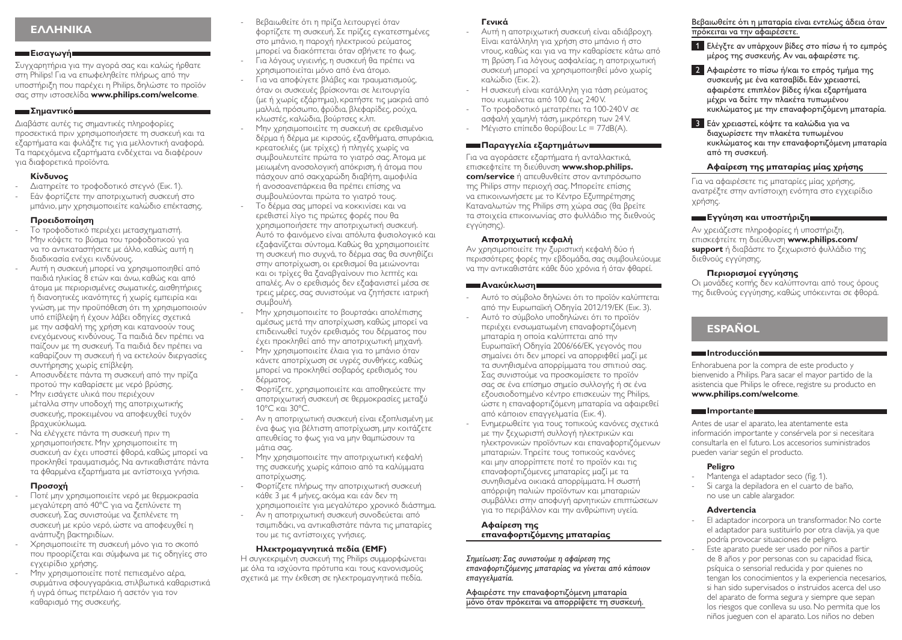# ΕΛΛΗΝΙΚΑ

## Εισαγωγή

Συγχαρητήρια για την αγορά σας και καλώς ήρθατε στη Philips! Για να επωφεληθείτε πλήρως από την υποστήριξη που παρέχει η Philips, δηλώστε το προϊόν σας στην ιστοσελίδα **www.philips.com/welcome**.

## Σημαντικό

Διαβάστε αυτές τις σημαντικές πληροφορίες προσεκτικά πριν χρησιμοποιήσετε τη συσκευή και τα εξαρτήματα και φυλάξτε τις για μελλοντική αναφορά. Τα παρεχόμενα εξαρτήματα ενδέχεται να διαφέρουν για διαφορετικά προϊόντα.

### Κίνδυνος

- Διατηρείτε το τροφοδοτικό στεγνό (Εικ. 1).
- Εάν φορτίζετε την αποτριχωτική συσκευή στο μπάνιο, μην χρησιμοποιείτε καλώδιο επέκτασης.

### Προειδοποίηση

- Το τροφοδοτικό περιέχει μετασχηματιστή. Μην κόψετε το βύσμα του τροφοδοτικού για να το αντικαταστήσετε με άλλο, καθώς αυτή η διαδικασία ενέχει κινδύνους.
- Αυτή η συσκευή μπορεί να χρησιμοποιηθεί από παιδιά ηλικίας 8 ετών και άνω, καθώς και από άτομα με περιορισμένες σωματικές, αισθητήριες ή διανοητικές ικανότητες ή χωρίς εμπειρία και γνώση, με την προϋπόθεση ότι τη χρησιμοποιούν υπό επίβλεψη ή έχουν λάβει οδηγίες σχετικά με την ασφαλή της χρήση και κατανοούν τους ενεχόμενους κινδύνους. Τα παιδιά δεν πρέπει να παίζουν με τη συσκευή. Τα παιδιά δεν πρέπει να καθαρίζουν τη συσκευή ή να εκτελούν διεργασίες συντήρησης χωρίς επίβλεψη.
- Αποσυνδέετε πάντα τη συσκευή από την πρίζα προτού την καθαρίσετε με νερό βρύσης.
- Μην εισάγετε υλικά που περιέχουν μέταλλα στην υποδοχή της αποτριχωτικής συσκευής, προκειμένου να αποφευχθεί τυχόν βραχυκύκλωμα.
- Να ελέγχετε πάντα τη συσκευή πριν τη χρησιμοποιήσετε. Μην χρησιμοποιείτε τη συσκευή αν έχει υποστεί φθορά, καθώς μπορεί να προκληθεί τραυματισμός. Να αντικαθιστάτε πάντα τα φθαρμένα εξαρτήματα με αντίστοιχα γνήσια.

### Προσοχή

- Ποτέ μην χρησιμοποιείτε νερό με θερμοκρασία μεγαλύτερη από 40°C για να ξεπλύνετε τη συσκευή. Σας συνιστούμε να ξεπλένετε τη συσκευή με κρύο νερό, ώστε να αποφευχθεί η ανάπτυξη βακτηριδίων.
- Χρησιμοποιείτε τη συσκευή μόνο για το σκοπό που προορίζεται και σύμφωνα με τις οδηγίες στο εγχειρίδιο χρήσης.
- Μην χρησιμοποιείτε ποτέ πεπιεσμένο αέρα, συρμάτινα σφουγγαράκια, στιλβωτικά καθαριστικά ή υγρά όπως πετρέλαιο ή ασετόν για τον καθαρισμό της συσκευής.
- Βεβαιωθείτε ότι η πρίζα λειτουργεί όταν φορτίζετε τη συσκευή. Σε πρίζες εγκατεστημένες στο μπάνιο, η παροχή ηλεκτρικού ρεύματος μπορεί να διακόπτεται όταν σβήνετε το φως.
- Για λόγους υγιεινής, η συσκευή θα πρέπει να χρησιμοποιείται μόνο από ένα άτομο.
- Για να αποφύγετε βλάβες και τραυματισμούς, όταν οι συσκευές βρίσκονται σε λειτουργία (με ή χωρίς εξάρτημα), κρατήστε τις μακριά από μαλλιά, πρόσωπο, φρύδια, βλεφαρίδες, ρούχα, κλωστές, καλώδια, βούρτσες κ.λπ.
- Μην χρησιμοποιείτε τη συσκευή σε ερεθισμένο δέρμα ή δέρμα με κιρσούς, εξανθήματα, σπυράκια, κρεατοελιές (με τρίχες) ή πληγές χωρίς να συμβουλευτείτε πρώτα το γιατρό σας. Άτομα με μειωμένη ανοσολογική απόκριση, ή άτομα που πάσχουν από σακχαρώδη διαβήτη, αιμοφιλία ή ανοσοανεπάρκεια θα πρέπει επίσης να συμβουλεύονται πρώτα το γιατρό τους.
- Το δέρμα σας μπορεί να κοκκινίσει και να ερεθιστεί λίγο τις πρώτες φορές που θα χρησιμοποιήσετε την αποτριχωτική συσκευή. Αυτό το φαινόμενο είναι απόλυτα φυσιολογικό και εξαφανίζεται σύντομα. Καθώς θα χρησιμοποιείτε τη συσκευή πιο συχνά, το δέρμα σας θα συνηθίζει στην αποτρίχωση, οι ερεθισμοί θα μειώνονται και οι τρίχες θα ξαναβγαίνουν πιο λεπτές και απαλές. Αν ο ερεθισμός δεν εξαφανιστεί μέσα σε τρεις μέρες, σας συνιστούμε να ζητήσετε ιατρική συμβουλή.
- Μην χρησιμοποιείτε το βουρτσάκι απολέπισης αμέσως μετά την αποτρίχωση, καθώς μπορεί να επιδεινωθεί τυχόν ερεθισμός του δέρματος που έχει προκληθεί από την αποτριχωτική μηχανή.
- Μην χρησιμοποιείτε έλαια για το μπάνιο όταν κάνετε αποτρίχωση σε υγρές συνθήκες, καθώς μπορεί να προκληθεί σοβαρός ερεθισμός του δέρματος.
- Φορτίζετε, χρησιμοποιείτε και αποθηκεύετε την αποτριχωτική συσκευή σε θερμοκρασίες μεταξύ 10°C και 30°C.
- Αν η αποτριχωτική συσκευή είναι εξοπλισμένη με ένα φως για βέλτιστη αποτρίχωση, μην κοιτάζετε απευθείας το φως για να μην θαμπώσουν τα μάτια σας.
- Μην χρησιμοποιείτε την αποτριχωτική κεφαλή της συσκευής χωρίς κάποιο από τα καλύμματα αποτρίχωσης.
- Φορτίζετε πλήρως την αποτριχωτική συσκευή κάθε 3 με 4 μήνες, ακόμα και εάν δεν τη χρησιμοποιείτε για μεγαλύτερο χρονικό διάστημα.
- Αν η αποτριχωτική συσκευή συνοδεύεται από τσιμπιδάκι, να αντικαθιστάτε πάντα τις μπαταρίες του με τις αντίστοιχες γνήσιες.

### Ηλεκτρομαγνητικά πεδία (EMF)

Η συγκεκριμένη συσκευή της Philips συμμορφώνεται με όλα τα ισχύοντα πρότυπα και τους κανονισμούς σχετικά με την έκθεση σε ηλεκτρομαγνητικά πεδία.

### Γενικά

- Αυτή η αποτριχωτική συσκευή είναι αδιάβροχη. Είναι κατάλληλη για χρήση στο μπάνιο ή στο ντους, καθώς και για να την καθαρίσετε κάτω από τη βρύση. Για λόγους ασφαλείας, η αποτριχωτική συσκευή μπορεί να χρησιμοποιηθεί μόνο χωρίς καλώδιο (Εικ. 2).
- Η συσκευή είναι κατάλληλη για τάση ρεύματος που κυμαίνεται από 100 έως 240 V.
- Το τροφοδοτικό μετατρέπει τα 100-240 V σε ασφαλή χαμηλή τάση, μικρότερη των 24 V.
- Μέγιστο επίπεδο θορύβου: Lc = 77dB(A).

## Παραγγελία εξαρτημάτων

Για να αγοράσετε εξαρτήματα ή ανταλλακτικά, επισκεφτείτε τη διεύθυνση **www.shop.philips.com/service** ή απευθυνθείτε στον αντιπρόσωπο της Philips στην περιοχή σας. Μπορείτε επίσης να επικοινωνήσετε με το Κέντρο Εξυπηρέτησης Καταναλωτών της Philips στη χώρα σας (θα βρείτε τα στοιχεία επικοινωνίας στο φυλλάδιο της διεθνούς εγγύησης).

### Αποτριχωτική κεφαλή

Αν χρησιμοποιείτε την ξυριστική κεφαλή δύο ή περισσότερες φορές την εβδομάδα, σας συμβουλεύουμε να την αντικαθιστάτε κάθε δύο χρόνια ή όταν φθαρεί.

## Ανακύκλωση

- Αυτό το σύμβολο δηλώνει ότι το προϊόν καλύπτεται από την Ευρωπαϊκή Οδηγία 2012/19/ΕΚ (Εικ. 3).
- Αυτό το σύμβολο υποδηλώνει ότι το προϊόν περιέχει ενσωματωμένη επαναφορτιζόμενη μπαταρία η οποία καλύπτεται από την Ευρωπαϊκή Οδηγία 2006/66/ΕΚ, γεγονός που σημαίνει ότι δεν μπορεί να απορριφθεί μαζί με τα συνηθισμένα απορρίμματα του σπιτιού σας. Σας συνιστούμε να προσκομίσετε το προϊόν σας σε ένα επίσημο σημείο συλλογής ή σε ένα εξουσιοδοτημένο κέντρο επισκευών της Philips, ώστε η επαναφορτιζόμενη μπαταρία να αφαιρεθεί από κάποιον επαγγελματία (Εικ. 4).
- Ενημερωθείτε για τους τοπικούς κανόνες σχετικά με την ξεχωριστή συλλογή ηλεκτρικών και ηλεκτρονικών προϊόντων και επαναφορτιζόμενων μπαταριών. Τηρείτε τους τοπικούς κανόνες και μην απορρίπτετε ποτέ το προϊόν και τις επαναφορτιζόμενες μπαταρίες μαζί με τα συνηθισμένα οικιακά απορρίμματα. Η σωστή απόρριψη παλιών προϊόντων και μπαταριών συμβάλλει στην αποφυγή αρνητικών επιπτώσεων για το περιβάλλον και την ανθρώπινη υγεία.

### Αφαίρεση της επαναφορτιζόμενης μπαταρίας

*Σημείωση: Σας συνιστούμε η αφαίρεση της επαναφορτιζόμενης μπαταρίας να γίνεται από κάποιον επαγγελματία.*

Αφαιρέστε την επαναφορτιζόμενη μπαταρία μόνο όταν πρόκειται να απορρίψετε τη συσκευή. Βεβαιωθείτε ότι η μπαταρία είναι εντελώς άδεια όταν πρόκειται να την αφαιρέσετε.

1. Ελέγξτε αν υπάρχουν βίδες στο πίσω ή το εμπρός μέρος της συσκευής. Αν ναι, αφαιρέστε τις.
2. Αφαιρέστε το πίσω ή/και το εμπρός τμήμα της συσκευής με ένα κατσαβίδι. Εάν χρειαστεί, αφαιρέστε επιπλέον βίδες ή/και εξαρτήματα μέχρι να δείτε την πλακέτα τυπωμένου κυκλώματος με την επαναφορτιζόμενη μπαταρία.
3. Εάν χρειαστεί, κόψτε τα καλώδια για να διαχωρίσετε την πλακέτα τυπωμένου κυκλώματος και την επαναφορτιζόμενη μπαταρία από τη συσκευή.

### Αφαίρεση της μπαταρίας μίας χρήσης

Για να αφαιρέσετε τις μπαταρίες μίας χρήσης, ανατρέξτε στην αντίστοιχη ενότητα στο εγχειρίδιο χρήσης.

## Εγγύηση και υποστήριξη

Αν χρειάζεστε πληροφορίες ή υποστήριξη, επισκεφτείτε τη διεύθυνση **www.philips.com/support** ή διαβάστε το ξεχωριστό φυλλάδιο της διεθνούς εγγύησης.

### Περιορισμοί εγγύησης

Οι μονάδες κοπής δεν καλύπτονται από τους όρους της διεθνούς εγγύησης, καθώς υπόκεινται σε φθορά.

# ESPAÑOL

## Introducción

Enhorabuena por la compra de este producto y bienvenido a Philips. Para sacar el mayor partido de la asistencia que Philips le ofrece, registre su producto en **www.philips.com/welcome**.

## Importante

Antes de usar el aparato, lea atentamente esta información importante y consérvela por si necesitara consultarla en el futuro. Los accesorios suministrados pueden variar según el producto.

### Peligro

- Mantenga el adaptador seco (fig. 1).
- Si carga la depiladora en el cuarto de baño, no use un cable alargador.

### Advertencia

- El adaptador incorpora un transformador. No corte el adaptador para sustituirlo por otra clavija, ya que podría provocar situaciones de peligro.
- Este aparato puede ser usado por niños a partir de 8 años y por personas con su capacidad física, psíquica o sensorial reducida y por quienes no tengan los conocimientos y la experiencia necesarios, si han sido supervisados o instruidos acerca del uso del aparato de forma segura y siempre que sepan los riesgos que conlleva su uso. No permita que los niños jueguen con el aparato. Los niños no deben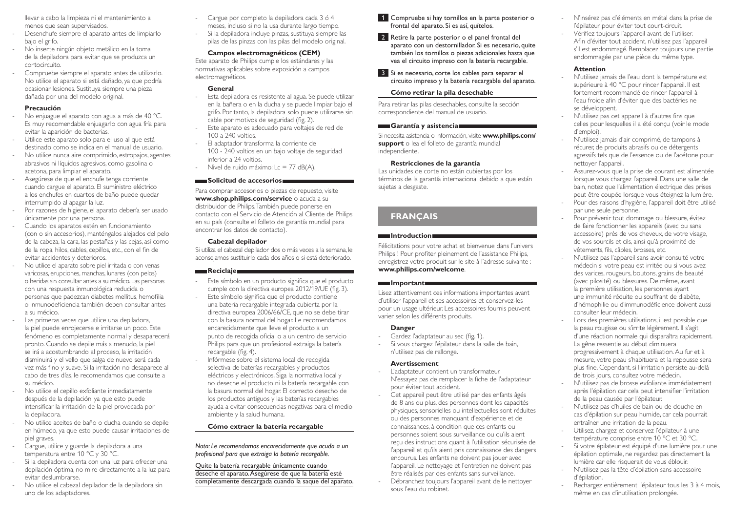llevar a cabo la limpieza ni el mantenimiento a menos que sean supervisados.

- Desenchufe siempre el aparato antes de limpiarlo bajo el grifo.
- No inserte ningún objeto metálico en la toma de la depiladora para evitar que se produzca un cortocircuito.
- Compruebe siempre el aparato antes de utilizarlo. No utilice el aparato si está dañado, ya que podría ocasionar lesiones. Sustituya siempre una pieza dañada por una del modelo original.

#### Precaución

- No enjuague el aparato con agua a más de 40 °C. Es muy recomendable enjuagarlo con agua fría para evitar la aparición de bacterias.
- Utilice este aparato solo para el uso al que está destinado como se indica en el manual de usuario.
- No utilice nunca aire comprimido, estropajos, agentes abrasivos ni líquidos agresivos, como gasolina o acetona, para limpiar el aparato.
- Asegúrese de que el enchufe tenga corriente cuando cargue el aparato. El suministro eléctrico a los enchufes en cuartos de baño puede quedar interrumpido al apagar la luz.
- Por razones de higiene, el aparato debería ser usado únicamente por una persona.
- Cuando los aparatos estén en funcionamiento (con o sin accesorios), manténgalos alejados del pelo de la cabeza, la cara, las pestañas y las cejas, así como de la ropa, hilos, cables, cepillos, etc., con el fin de evitar accidentes y deterioros.
- No utilice el aparato sobre piel irritada o con venas varicosas, erupciones, manchas, lunares (con pelos) o heridas sin consultar antes a su médico. Las personas con una respuesta inmunológica reducida o personas que padezcan diabetes mellitus, hemofilia o inmunodeficiencia también deben consultar antes a su médico.
- Las primeras veces que utilice una depiladora, la piel puede enrojecerse e irritarse un poco. Este fenómeno es completamente normal y desaparecerá pronto. Cuando se depile más a menudo, la piel se irá a acostumbrando al proceso, la irritación disminuirá y el vello que salga de nuevo será cada vez más fino y suave. Si la irritación no desaparece al cabo de tres días, le recomendamos que consulte a su médico.
- No utilice el cepillo exfoliante inmediatamente después de la depilación, ya que esto puede intensificar la irritación de la piel provocada por la depiladora.
- No utilice aceites de baño o ducha cuando se depile en húmedo, ya que esto puede causar irritaciones de piel graves.
- Cargue, utilice y guarde la depiladora a una temperatura entre 10 °C y 30 °C.
- Si la depiladora cuenta con una luz para ofrecer una depilación óptima, no mire directamente a la luz para evitar deslumbrarse.
- No utilice el cabezal depilador de la depiladora sin uno de los adaptadores.
- Cargue por completo la depiladora cada 3 ó 4 meses, incluso si no la usa durante largo tiempo.
- Si la depiladora incluye pinzas, sustituya siempre las pilas de las pinzas con las pilas del modelo original.

#### Campos electromagnéticos (CEM)

Este aparato de Philips cumple los estándares y las normativas aplicables sobre exposición a campos electromagnéticos.

#### General

- Esta depiladora es resistente al agua. Se puede utilizar en la bañera o en la ducha y se puede limpiar bajo el grifo. Por tanto, la depiladora solo puede utilizarse sin cable por motivos de seguridad (fig. 2).
- Este aparato es adecuado para voltajes de red de 100 a 240 voltios.
- El adaptador transforma la corriente de 100 - 240 voltios en un bajo voltaje de seguridad inferior a 24 voltios.
- Nivel de ruido máximo: $Lc = 77$ dB(A).

### Solicitud de accesorios

Para comprar accesorios o piezas de repuesto, visite **www.shop.philips.com/service** o acuda a su distribuidor de Philips. También puede ponerse en contacto con el Servicio de Atención al Cliente de Philips en su país (consulte el folleto de garantía mundial para encontrar los datos de contacto).

#### Cabezal depilador

Si utiliza el cabezal depilador dos o más veces a la semana, le aconsejamos sustituirlo cada dos años o si está deteriorado.

### Reciclaje

- Este símbolo en un producto significa que el producto cumple con la directiva europea 2012/19/UE (fig. 3).
- Este símbolo significa que el producto contiene una batería recargable integrada cubierta por la directiva europea 2006/66/CE, que no se debe tirar con la basura normal del hogar. Le recomendamos encarecidamente que lleve el producto a un punto de recogida oficial o a un centro de servicio Philips para que un profesional extraiga la batería recargable (fig. 4).
- Infórmese sobre el sistema local de recogida selectiva de baterías recargables y productos eléctricos y electrónicos. Siga la normativa local y no deseche el producto ni la batería recargable con la basura normal del hogar. El correcto desecho de los productos antiguos y las baterías recargables ayuda a evitar consecuencias negativas para el medio ambiente y la salud humana.

#### Cómo extraer la batería recargable

*Nota: Le recomendamos encarecidamente que acuda a un profesional para que extraiga la batería recargable.*

Quite la batería recargable únicamente cuando deseche el aparato. Asegúrese de que la batería esté completamente descargada cuando la saque del aparato.

1. Compruebe si hay tornillos en la parte posterior o frontal del aparato. Si es así, quítelos.
2. Retire la parte posterior o el panel frontal del aparato con un destornillador. Si es necesario, quite también los tornillos o piezas adicionales hasta que vea el circuito impreso con la batería recargable.
3. Si es necesario, corte los cables para separar el circuito impreso y la batería recargable del aparato.

#### Cómo retirar la pila desechable

Para retirar las pilas desechables, consulte la sección correspondiente del manual de usuario.

### Garantía y asistencia

Si necesita asistencia o información, visite **www.philips.com/support** o lea el folleto de garantía mundial independiente.

#### Restricciones de la garantía

Las unidades de corte no están cubiertas por los términos de la garantía internacional debido a que están sujetas a desgaste.

## FRANÇAIS

### Introduction

Félicitations pour votre achat et bienvenue dans l'univers Philips ! Pour profiter pleinement de l'assistance Philips, enregistrez votre produit sur le site à l'adresse suivante : **www.philips.com/welcome**.

### Important

Lisez attentivement ces informations importantes avant d'utiliser l'appareil et ses accessoires et conservez-les pour un usage ultérieur. Les accessoires fournis peuvent varier selon les différents produits.

#### Danger

- Gardez l'adaptateur au sec (fig. 1).
- Si vous chargez l'épilateur dans la salle de bain, n'utilisez pas de rallonge.

#### Avertissement

- L'adaptateur contient un transformateur. N'essayez pas de remplacer la fiche de l'adaptateur pour éviter tout accident.
- Cet appareil peut être utilisé par des enfants âgés de 8 ans ou plus, des personnes dont les capacités physiques, sensorielles ou intellectuelles sont réduites ou des personnes manquant d'expérience et de connaissances, à condition que ces enfants ou personnes soient sous surveillance ou qu'ils aient reçu des instructions quant à l'utilisation sécurisée de l'appareil et qu'ils aient pris connaissance des dangers encourus. Les enfants ne doivent pas jouer avec l'appareil. Le nettoyage et l'entretien ne doivent pas être réalisés par des enfants sans surveillance.
- Débranchez toujours l'appareil avant de le nettoyer sous l'eau du robinet.
- N'insérez pas d'éléments en métal dans la prise de l'épilateur pour éviter tout court-circuit.
- Vérifiez toujours l'appareil avant de l'utiliser. Afin d'éviter tout accident, n'utilisez pas l'appareil s'il est endommagé. Remplacez toujours une partie endommagée par une pièce du même type.

#### Attention

- N'utilisez jamais de l'eau dont la température est supérieure à 40 °C pour rincer l'appareil. Il est fortement recommandé de rincer l'appareil à l'eau froide afin d'éviter que des bactéries ne se développent.
- N'utilisez pas cet appareil à d'autres fins que celles pour lesquelles il a été conçu (voir le mode d'emploi).
- N'utilisez jamais d'air comprimé, de tampons à récurer, de produits abrasifs ou de détergents agressifs tels que de l'essence ou de l'acétone pour nettoyer l'appareil.
- Assurez-vous que la prise de courant est alimentée lorsque vous chargez l'appareil. Dans une salle de bain, notez que l'alimentation électrique des prises peut être coupée lorsque vous éteignez la lumière.
- Pour des raisons d'hygiène, l'appareil doit être utilisé par une seule personne.
- Pour prévenir tout dommage ou blessure, évitez de faire fonctionner les appareils (avec ou sans accessoire) près de vos cheveux, de votre visage, de vos sourcils et cils, ainsi qu'à proximité de vêtements, fils, câbles, brosses, etc.
- N'utilisez pas l'appareil sans avoir consulté votre médecin si votre peau est irritée ou si vous avez des varices, rougeurs, boutons, grains de beauté (avec pilosité) ou blessures. De même, avant la première utilisation, les personnes ayant une immunité réduite ou souffrant de diabète, d'hémophilie ou d'immunodéficience doivent aussi consulter leur médecin.
- Lors des premières utilisations, il est possible que la peau rougisse ou s'irrite légèrement. Il s'agit d'une réaction normale qui disparaîtra rapidement. La gêne ressentie au début diminuera progressivement à chaque utilisation. Au fur et à mesure, votre peau s'habituera et la repousse sera plus fine. Cependant, si l'irritation persiste au-delà de trois jours, consultez votre médecin.
- N'utilisez pas de brosse exfoliante immédiatement après l'épilation car cela peut intensifier l'irritation de la peau causée par l'épilateur.
- N'utilisez pas d'huiles de bain ou de douche en cas d'épilation sur peau humide, car cela pourrait entraîner une irritation de la peau.
- Utilisez, chargez et conservez l'épilateur à une température comprise entre 10 °C et 30 °C.
- Si votre épilateur est équipé d'une lumière pour une épilation optimale, ne regardez pas directement la lumière car elle risquerait de vous éblouir.
- N'utilisez pas la tête d'épilation sans accessoire d'épilation.
- Rechargez entièrement l'épilateur tous les 3 à 4 mois, même en cas d'inutilisation prolongée.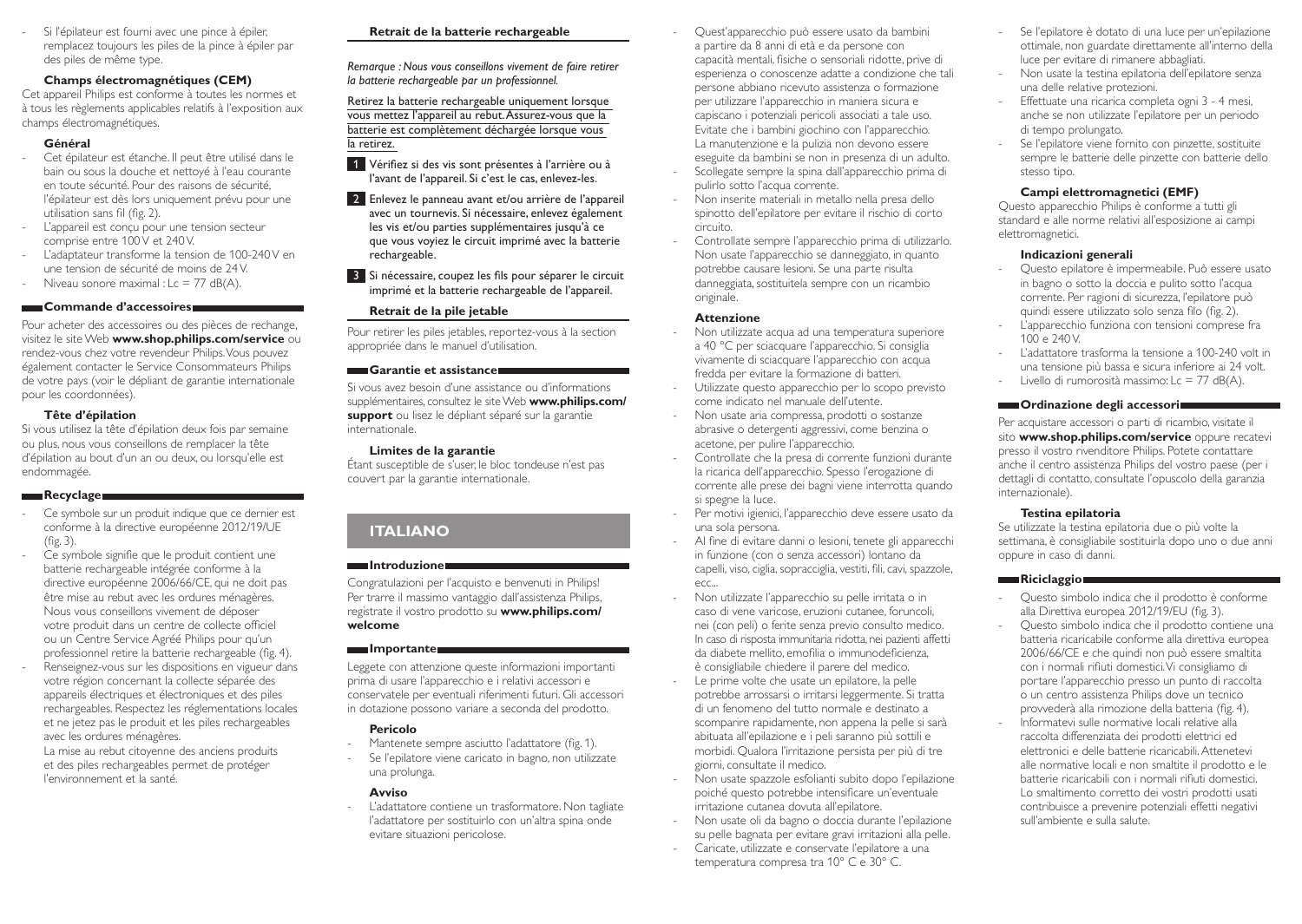- Si l'épilateur est fourni avec une pince à épiler, remplacez toujours les piles de la pince à épiler par des piles de même type.

### Champs électromagnétiques (CEM)

Cet appareil Philips est conforme à toutes les normes et à tous les règlements applicables relatifs à l'exposition aux champs électromagnétiques.

### Général

- Cet épilateur est étanche. Il peut être utilisé dans le bain ou sous la douche et nettoyé à l'eau courante en toute sécurité. Pour des raisons de sécurité, l'épilateur est dès lors uniquement prévu pour une utilisation sans fil (fig. 2).
- L'appareil est conçu pour une tension secteur comprise entre 100 V et 240 V.
- L'adaptateur transforme la tension de 100-240 V en une tension de sécurité de moins de 24 V.
- Niveau sonore maximal : Lc = 77 dB(A).

## Commande d'accessoires

Pour acheter des accessoires ou des pièces de rechange, visitez le site Web **www.shop.philips.com/service** ou rendez-vous chez votre revendeur Philips. Vous pouvez également contacter le Service Consommateurs Philips de votre pays (voir le dépliant de garantie internationale pour les coordonnées).

### Tête d'épilation

Si vous utilisez la tête d'épilation deux fois par semaine ou plus, nous vous conseillons de remplacer la tête d'épilation au bout d'un an ou deux, ou lorsqu'elle est endommagée.

## Recyclage

- Ce symbole sur un produit indique que ce dernier est conforme à la directive européenne 2012/19/UE (fig. 3).
- Ce symbole signifie que le produit contient une batterie rechargeable intégrée conforme à la directive européenne 2006/66/CE, qui ne doit pas être mise au rebut avec les ordures ménagères. Nous vous conseillons vivement de déposer votre produit dans un centre de collecte officiel ou un Centre Service Agréé Philips pour qu'un professionnel retire la batterie rechargeable (fig. 4).
- Renseignez-vous sur les dispositions en vigueur dans votre région concernant la collecte séparée des appareils électriques et électroniques et des piles rechargeables. Respectez les réglementations locales et ne jetez pas le produit et les piles rechargeables avec les ordures ménagères.
  La mise au rebut citoyenne des anciens produits et des piles rechargeables permet de protéger l'environnement et la santé.

### Retrait de la batterie rechargeable

*Remarque : Nous vous conseillons vivement de faire retirer la batterie rechargeable par un professionnel.*

Retirez la batterie rechargeable uniquement lorsque vous mettez l'appareil au rebut. Assurez-vous que la batterie est complètement déchargée lorsque vous la retirez.

1. Vérifiez si des vis sont présentes à l'arrière ou à l'avant de l'appareil. Si c'est le cas, enlevez-les.
2. Enlevez le panneau avant et/ou arrière de l'appareil avec un tournevis. Si nécessaire, enlevez également les vis et/ou parties supplémentaires jusqu'à ce que vous voyiez le circuit imprimé avec la batterie rechargeable.
3. Si nécessaire, coupez les fils pour séparer le circuit imprimé et la batterie rechargeable de l'appareil.

### Retrait de la pile jetable

Pour retirer les piles jetables, reportez-vous à la section appropriée dans le manuel d'utilisation.

## Garantie et assistance

Si vous avez besoin d'une assistance ou d'informations supplémentaires, consultez le site Web **www.philips.com/support** ou lisez le dépliant séparé sur la garantie internationale.

### Limites de la garantie

Étant susceptible de s'user, le bloc tondeuse n'est pas couvert par la garantie internationale.

# ITALIANO

## Introduzione

Congratulazioni per l'acquisto e benvenuti in Philips! Per trarre il massimo vantaggio dall'assistenza Philips, registrate il vostro prodotto su **www.philips.com/welcome**

## Importante

Leggete con attenzione queste informazioni importanti prima di usare l'apparecchio e i relativi accessori e conservatele per eventuali riferimenti futuri. Gli accessori in dotazione possono variare a seconda del prodotto.

### Pericolo

- Mantenete sempre asciutto l'adattatore (fig. 1).
- Se l'epilatore viene caricato in bagno, non utilizzate una prolunga.

### Avviso

- L'adattatore contiene un trasformatore. Non tagliate l'adattatore per sostituirlo con un'altra spina onde evitare situazioni pericolose.
- Quest'apparecchio può essere usato da bambini a partire da 8 anni di età e da persone con capacità mentali, fisiche o sensoriali ridotte, prive di esperienza o conoscenze adatte a condizione che tali persone abbiano ricevuto assistenza o formazione per utilizzare l'apparecchio in maniera sicura e capiscano i potenziali pericoli associati a tale uso. Evitate che i bambini giochino con l'apparecchio. La manutenzione e la pulizia non devono essere eseguite da bambini se non in presenza di un adulto.
- Scollegate sempre la spina dall'apparecchio prima di pulirlo sotto l'acqua corrente.
- Non inserite materiali in metallo nella presa dello spinotto dell'epilatore per evitare il rischio di corto circuito.
- Controllate sempre l'apparecchio prima di utilizzarlo. Non usate l'apparecchio se danneggiato, in quanto potrebbe causare lesioni. Se una parte risulta danneggiata, sostituitela sempre con un ricambio originale.

### Attenzione

- Non utilizzate acqua ad una temperatura superiore a 40 °C per sciacquare l'apparecchio. Si consiglia vivamente di sciacquare l'apparecchio con acqua fredda per evitare la formazione di batteri.
- Utilizzate questo apparecchio per lo scopo previsto come indicato nel manuale dell'utente.
- Non usate aria compressa, prodotti o sostanze abrasive o detergenti aggressivi, come benzina o acetone, per pulire l'apparecchio.
- Controllate che la presa di corrente funzioni durante la ricarica dell'apparecchio. Spesso l'erogazione di corrente alle prese dei bagni viene interrotta quando si spegne la luce.
- Per motivi igienici, l'apparecchio deve essere usato da una sola persona.
- Al fine di evitare danni o lesioni, tenete gli apparecchi in funzione (con o senza accessori) lontano da capelli, viso, ciglia, sopracciglia, vestiti, fili, cavi, spazzole, ecc...
- Non utilizzate l'apparecchio su pelle irritata o in caso di vene varicose, eruzioni cutanee, foruncoli, nei (con peli) o ferite senza previo consulto medico. In caso di risposta immunitaria ridotta, nei pazienti affetti da diabete mellito, emofilia o immunodeficienza, è consigliabile chiedere il parere del medico.
- Le prime volte che usate un epilatore, la pelle potrebbe arrossarsi o irritarsi leggermente. Si tratta di un fenomeno del tutto normale e destinato a scomparire rapidamente, non appena la pelle si sarà abituata all'epilazione e i peli saranno più sottili e morbidi. Qualora l'irritazione persista per più di tre giorni, consultate il medico.
- Non usate spazzole esfolianti subito dopo l'epilazione poiché questo potrebbe intensificare un'eventuale irritazione cutanea dovuta all'epilatore.
- Non usate oli da bagno o doccia durante l'epilazione su pelle bagnata per evitare gravi irritazioni alla pelle.
- Caricate, utilizzate e conservate l'epilatore a una temperatura compresa tra 10° C e 30° C.
- Se l'epilatore è dotato di una luce per un'epilazione ottimale, non guardate direttamente all'interno della luce per evitare di rimanere abbagliati.
- Non usate la testina epilatoria dell'epilatore senza una delle relative protezioni.
- Effettuate una ricarica completa ogni 3 - 4 mesi, anche se non utilizzate l'epilatore per un periodo di tempo prolungato.
- Se l'epilatore viene fornito con pinzette, sostituite sempre le batterie delle pinzette con batterie dello stesso tipo.

### Campi elettromagnetici (EMF)

Questo apparecchio Philips è conforme a tutti gli standard e alle norme relativi all'esposizione ai campi elettromagnetici.

### Indicazioni generali

- Questo epilatore è impermeabile. Può essere usato in bagno o sotto la doccia e pulito sotto l'acqua corrente. Per ragioni di sicurezza, l'epilatore può quindi essere utilizzato solo senza filo (fig. 2).
- L'apparecchio funziona con tensioni comprese fra 100 e 240 V.
- L'adattatore trasforma la tensione a 100-240 volt in una tensione più bassa e sicura inferiore ai 24 volt.
- Livello di rumorosità massimo: Lc = 77 dB(A).

## Ordinazione degli accessori

Per acquistare accessori o parti di ricambio, visitate il sito **www.shop.philips.com/service** oppure recatevi presso il vostro rivenditore Philips. Potete contattare anche il centro assistenza Philips del vostro paese (per i dettagli di contatto, consultate l'opuscolo della garanzia internazionale).

### Testina epilatoria

Se utilizzate la testina epilatoria due o più volte la settimana, è consigliabile sostituirla dopo uno o due anni oppure in caso di danni.

## Riciclaggio

- Questo simbolo indica che il prodotto è conforme alla Direttiva europea 2012/19/EU (fig. 3).
- Questo simbolo indica che il prodotto contiene una batteria ricaricabile conforme alla direttiva europea 2006/66/CE e che quindi non può essere smaltita con i normali rifiuti domestici. Vi consigliamo di portare l'apparecchio presso un punto di raccolta o un centro assistenza Philips dove un tecnico provvederà alla rimozione della batteria (fig. 4).
- Informatevi sulle normative locali relative alla raccolta differenziata dei prodotti elettrici ed elettronici e delle batterie ricaricabili. Attenetevi alle normative locali e non smaltite il prodotto e le batterie ricaricabili con i normali rifiuti domestici. Lo smaltimento corretto dei vostri prodotti usati contribuisce a prevenire potenziali effetti negativi sull'ambiente e sulla salute.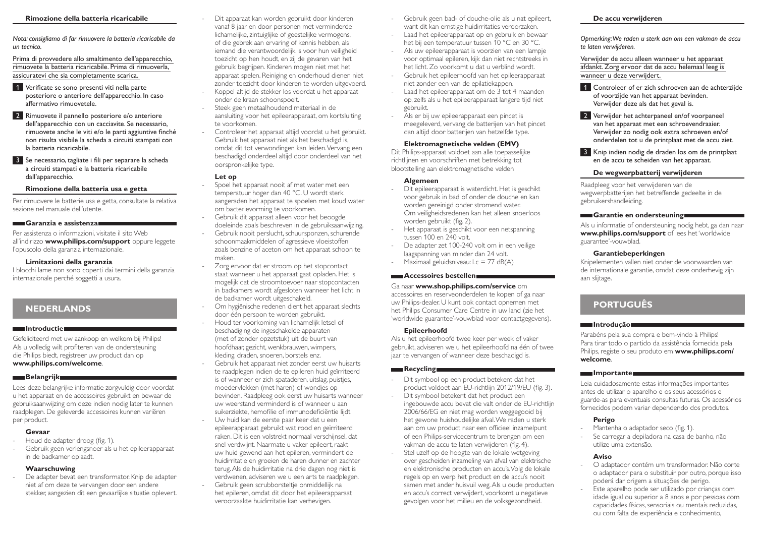### Rimozione della batteria ricaricabile

*Nota: consigliamo di far rimuovere la batteria ricaricabile da un tecnico.*

Prima di provvedere allo smaltimento dell'apparecchio, rimuovete la batteria ricaricabile. Prima di rimuoverla, assicuratevi che sia completamente scarica.

1. Verificate se sono presenti viti nella parte posteriore o anteriore dell'apparecchio. In caso affermativo rimuovetele.
2. Rimuovete il pannello posteriore e/o anteriore dell'apparecchio con un cacciavite. Se necessario, rimuovete anche le viti e/o le parti aggiuntive finché non risulta visibile la scheda a circuiti stampati con la batteria ricaricabile.
3. Se necessario, tagliate i fili per separare la scheda a circuiti stampati e la batteria ricaricabile dall'apparecchio.

### Rimozione della batteria usa e getta

Per rimuovere le batterie usa e getta, consultate la relativa sezione nel manuale dell'utente.

## Garanzia e assistenza

Per assistenza o informazioni, visitate il sito Web all'indirizzo **www.philips.com/support** oppure leggete l'opuscolo della garanzia internazionale.

### Limitazioni della garanzia

I blocchi lame non sono coperti dai termini della garanzia internazionale perché soggetti a usura.

# NEDERLANDS

## Introductie

Gefeliciteerd met uw aankoop en welkom bij Philips! Als u volledig wilt profiteren van de ondersteuning die Philips biedt, registreer uw product dan op **www.philips.com/welcome**.

## Belangrijk

Lees deze belangrijke informatie zorgvuldig door voordat u het apparaat en de accessoires gebruikt en bewaar de gebruiksaanwijzing om deze indien nodig later te kunnen raadplegen. De geleverde accessoires kunnen variëren per product.

### Gevaar

- Houd de adapter droog (fig. 1).
- Gebruik geen verlengsnoer als u het epileerapparaat in de badkamer oplaadt.

### Waarschuwing

- De adapter bevat een transformator. Knip de adapter niet af om deze te vervangen door een andere stekker, aangezien dit een gevaarlijke situatie oplevert.
- Dit apparaat kan worden gebruikt door kinderen vanaf 8 jaar en door personen met verminderde lichamelijke, zintuiglijke of geestelijke vermogens, of die gebrek aan ervaring of kennis hebben, als iemand die verantwoordelijk is voor hun veiligheid toezicht op hen houdt, en zij de gevaren van het gebruik begrijpen. Kinderen mogen niet met het apparaat spelen. Reiniging en onderhoud dienen niet zonder toezicht door kinderen te worden uitgevoerd.
- Koppel altijd de stekker los voordat u het apparaat onder de kraan schoonspoelt.
- Steek geen metaalhoudend materiaal in de aansluiting voor het epileerapparaat, om kortsluiting te voorkomen.
- Controleer het apparaat altijd voordat u het gebruikt. Gebruik het apparaat niet als het beschadigd is, omdat dit tot verwondingen kan leiden. Vervang een beschadigd onderdeel altijd door onderdeel van het oorspronkelijke type.

### Let op

- Spoel het apparaat nooit af met water met een temperatuur hoger dan 40 °C. U wordt sterk aangeraden het apparaat te spoelen met koud water om bacterievorming te voorkomen.
- Gebruik dit apparaat alleen voor het beoogde doeleinde zoals beschreven in de gebruiksaanwijzing.
- Gebruik nooit perslucht, schuursponzen, schurende schoonmaakmiddelen of agressieve vloeistoffen zoals benzine of aceton om het apparaat schoon te maken.
- Zorg ervoor dat er stroom op het stopcontact staat wanneer u het apparaat gaat opladen. Het is mogelijk dat de stroomtoevoer naar stopcontacten in badkamers wordt afgesloten wanneer het licht in de badkamer wordt uitgeschakeld.
- Om hygiënische redenen dient het apparaat slechts door één persoon te worden gebruikt.
- Houd ter voorkoming van lichamelijk letsel of beschadiging de ingeschakelde apparaten (met of zonder opzetstuk) uit de buurt van hoofdhaar, gezicht, wenkbrauwen, wimpers, kleding, draden, snoeren, borstels enz.
- Gebruik het apparaat niet zonder eerst uw huisarts te raadplegen indien de te epileren huid geïrriteerd is of wanneer er zich spataderen, uitslag, puistjes, moedervlekken (met haren) of wondjes op bevinden. Raadpleeg ook eerst uw huisarts wanneer uw weerstand verminderd is of wanneer u aan suikerziekte, hemofilie of immunodeficiëntie lijdt.
- Uw huid kan de eerste paar keer dat u een epileerapparaat gebruikt wat rood en geïrriteerd raken. Dit is een volstrekt normaal verschijnsel, dat snel verdwijnt. Naarmate u vaker epileert, raakt uw huid gewend aan het epileren, vermindert de huidirritatie en groeien de haren dunner en zachter terug. Als de huidirritatie na drie dagen nog niet is verdwenen, adviseren we u een arts te raadplegen.
- Gebruik geen scrubborsteltje onmiddellijk na het epileren, omdat dit door het epileerapparaat veroorzaakte huidirritatie kan verhevigen.
- Gebruik geen bad- of douche-olie als u nat epileert, want dit kan ernstige huidirritaties veroorzaken.
- Laad het epileerapparaat op en gebruik en bewaar het bij een temperatuur tussen 10 °C en 30 °C.
- Als uw epileerapparaat is voorzien van een lampje voor optimaal epileren, kijk dan niet rechtstreeks in het licht. Zo voorkomt u dat u verblind wordt.
- Gebruik het epileerhoofd van het epileerapparaat niet zonder een van de epilatiekappen.
- Laad het epileerapparaat om de 3 tot 4 maanden op, zelfs als u het epileerapparaat langere tijd niet gebruikt.
- Als er bij uw epileerapparaat een pincet is meegeleverd, vervang de batterijen van het pincet dan altijd door batterijen van hetzelfde type.

### Elektromagnetische velden (EMV)

Dit Philips-apparaat voldoet aan alle toepasselijke richtlijnen en voorschriften met betrekking tot blootstelling aan elektromagnetische velden

### Algemeen

- Dit epileerapparaat is waterdicht. Het is geschikt voor gebruik in bad of onder de douche en kan worden gereinigd onder stromend water. Om veiligheidsredenen kan het alleen snoerloos worden gebruikt (fig. 2).
- Het apparaat is geschikt voor een netspanning tussen 100 en 240 volt.
- De adapter zet 100-240 volt om in een veilige laagspanning van minder dan 24 volt.
- Maximaal geluidsniveau: Lc = 77 dB(A)

## Accessoires bestellen

Ga naar **www.shop.philips.com/service** om accessoires en reserveonderdelen te kopen of ga naar uw Philips-dealer. U kunt ook contact opnemen met het Philips Consumer Care Centre in uw land (zie het 'worldwide guarantee'-vouwblad voor contactgegevens).

### Epileerhoofd

Als u het epileerhoofd twee keer per week of vaker gebruikt, adviseren we u het epileerhoofd na één of twee jaar te vervangen of wanneer deze beschadigd is.

## Recycling

- Dit symbool op een product betekent dat het product voldoet aan EU-richtlijn 2012/19/EU (fig. 3).
- Dit symbool betekent dat het product een ingebouwde accu bevat die valt onder de EU-richtlijn 2006/66/EG en niet mag worden weggegooid bij het gewone huishoudelijke afval. We raden u sterk aan om uw product naar een officieel inzamelpunt of een Philips-servicecentrum te brengen om een vakman de accu te laten verwijderen (fig. 4).
- Stel uzelf op de hoogte van de lokale wetgeving over gescheiden inzameling van afval van elektrische en elektronische producten en accu's. Volg de lokale regels op en werp het product en de accu's nooit samen met ander huisvuil weg. Als u oude producten en accu's correct verwijdert, voorkomt u negatieve gevolgen voor het milieu en de volksgezondheid.

### De accu verwijderen

*Opmerking: We raden u sterk aan om een vakman de accu te laten verwijderen.*

Verwijder de accu alleen wanneer u het apparaat afdankt. Zorg ervoor dat de accu helemaal leeg is wanneer u deze verwijdert.

1. Controleer of er zich schroeven aan de achterzijde of voorzijde van het apparaat bevinden. Verwijder deze als dat het geval is.
2. Verwijder het achterpaneel en/of voorpaneel van het apparaat met een schroevendraaier. Verwijder zo nodig ook extra schroeven en/of onderdelen tot u de printplaat met de accu ziet.
3. Knip indien nodig de draden los om de printplaat en de accu te scheiden van het apparaat.

### De wegwerpbatterij verwijderen

Raadpleeg voor het verwijderen van de wegwerpbatterijen het betreffende gedeelte in de gebruikershandleiding.

## Garantie en ondersteuning

Als u informatie of ondersteuning nodig hebt, ga dan naar **www.philips.com/support** of lees het 'worldwide guarantee'-vouwblad.

### Garantiebeperkingen

Knipelementen vallen niet onder de voorwaarden van de internationale garantie, omdat deze onderhevig zijn aan slijtage.

# PORTUGUÊS

## Introdução

Parabéns pela sua compra e bem-vindo à Philips! Para tirar todo o partido da assistência fornecida pela Philips, registe o seu produto em **www.philips.com/welcome**.

## Importante

Leia cuidadosamente estas informações importantes antes de utilizar o aparelho e os seus acessórios e guarde-as para eventuais consultas futuras. Os acessórios fornecidos podem variar dependendo dos produtos.

### Perigo

- Mantenha o adaptador seco (fig. 1).
- Se carregar a depiladora na casa de banho, não utilize uma extensão.

### Aviso

- O adaptador contém um transformador. Não corte o adaptador para o substituir por outro, porque isso poderá dar origem a situações de perigo.
- Este aparelho pode ser utilizado por crianças com idade igual ou superior a 8 anos e por pessoas com capacidades físicas, sensoriais ou mentais reduzidas, ou com falta de experiência e conhecimento,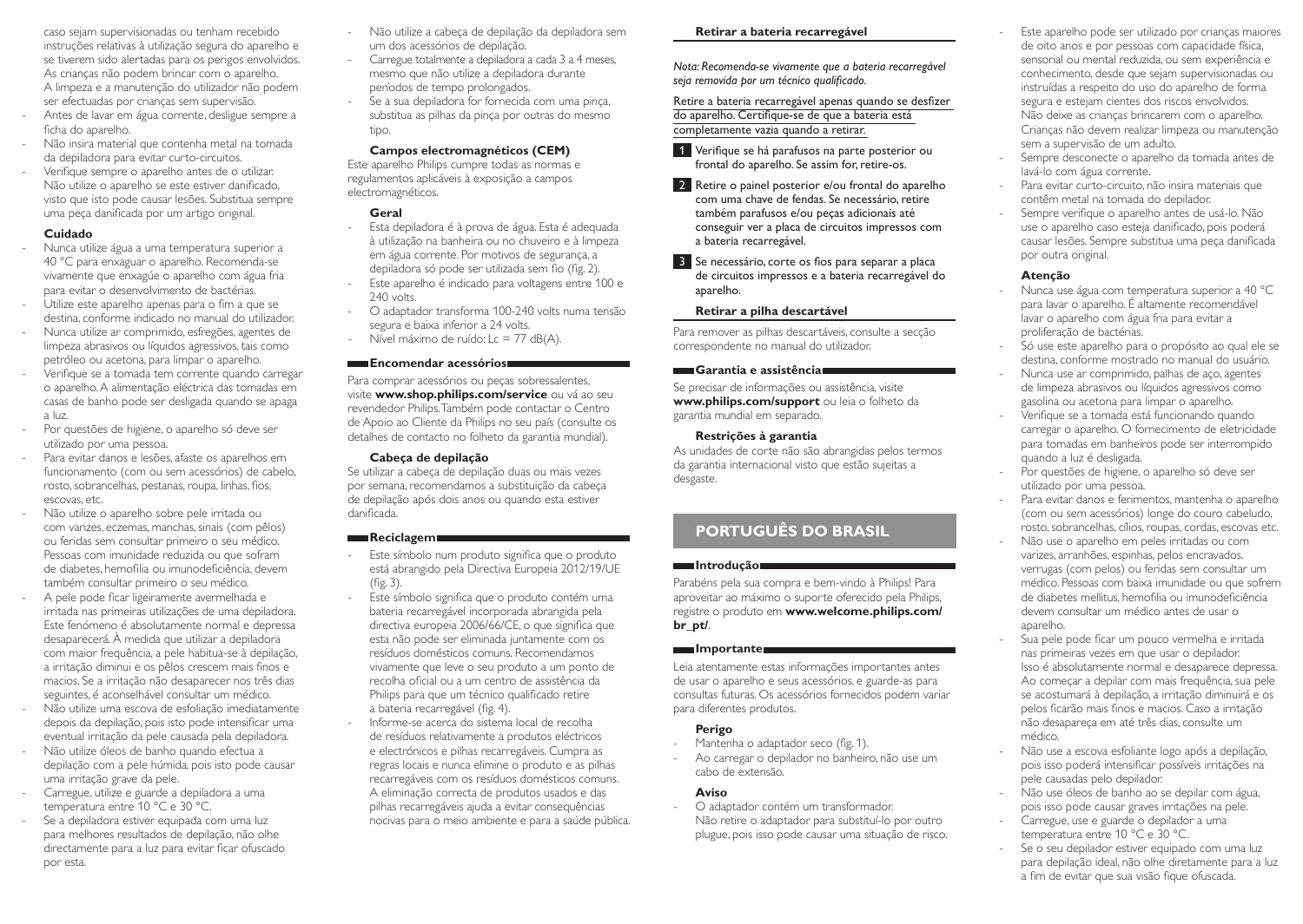caso sejam supervisionadas ou tenham recebido instruções relativas à utilização segura do aparelho e se tiverem sido alertadas para os perigos envolvidos. As crianças não podem brincar com o aparelho. A limpeza e a manutenção do utilizador não podem ser efectuadas por crianças sem supervisão.

- Antes de lavar em água corrente, desligue sempre a ficha do aparelho.
- Não insira material que contenha metal na tomada da depiladora para evitar curto-circuitos.
- Verifique sempre o aparelho antes de o utilizar. Não utilize o aparelho se este estiver danificado, visto que isto pode causar lesões. Substitua sempre uma peça danificada por um artigo original.

#### Cuidado

- Nunca utilize água a uma temperatura superior a 40 °C para enxaguar o aparelho. Recomenda-se vivamente que enxagúe o aparelho com água fria para evitar o desenvolvimento de bactérias.
- Utilize este aparelho apenas para o fim a que se destina, conforme indicado no manual do utilizador.
- Nunca utilize ar comprimido, esfregões, agentes de limpeza abrasivos ou líquidos agressivos, tais como petróleo ou acetona, para limpar o aparelho.
- Verifique se a tomada tem corrente quando carregar o aparelho. A alimentação eléctrica das tomadas em casas de banho pode ser desligada quando se apaga a luz.
- Por questões de higiene, o aparelho só deve ser utilizado por uma pessoa.
- Para evitar danos e lesões, afaste os aparelhos em funcionamento (com ou sem acessórios) de cabelo, rosto, sobrancelhas, pestanas, roupa, linhas, fios, escovas, etc.
- Não utilize o aparelho sobre pele irritada ou com varizes, eczemas, manchas, sinais (com pêlos) ou feridas sem consultar primeiro o seu médico. Pessoas com imunidade reduzida ou que sofram de diabetes, hemofilia ou imunodeficiência, devem também consultar primeiro o seu médico.
- A pele pode ficar ligeiramente avermelhada e irritada nas primeiras utilizações de uma depiladora. Este fenómeno é absolutamente normal e depressa desaparecerá. À medida que utilizar a depiladora com maior frequência, a pele habitua-se à depilação, a irritação diminui e os pêlos crescem mais finos e macios. Se a irritação não desaparecer nos três dias seguintes, é aconselhável consultar um médico.
- Não utilize uma escova de esfoliação imediatamente depois da depilação, pois isto pode intensificar uma eventual irritação da pele causada pela depiladora.
- Não utilize óleos de banho quando efectua a depilação com a pele húmida, pois isto pode causar uma irritação grave da pele.
- Carregue, utilize e guarde a depiladora a uma temperatura entre 10 °C e 30 °C.
- Se a depiladora estiver equipada com uma luz para melhores resultados de depilação, não olhe directamente para a luz para evitar ficar ofuscado por esta.
- Não utilize a cabeça de depilação da depiladora sem um dos acessórios de depilação.
- Carregue totalmente a depiladora a cada 3 a 4 meses, mesmo que não utilize a depiladora durante períodos de tempo prolongados.
- Se a sua depiladora for fornecida com uma pinça, substitua as pilhas da pinça por outras do mesmo tipo.

#### Campos electromagnéticos (CEM)

Este aparelho Philips cumpre todas as normas e regulamentos aplicáveis à exposição a campos electromagnéticos.

#### Geral

- Esta depiladora é à prova de água. Esta é adequada à utilização na banheira ou no chuveiro e à limpeza em água corrente. Por motivos de segurança, a depiladora só pode ser utilizada sem fio (fig. 2).
- Este aparelho é indicado para voltagens entre 100 e 240 volts.
- O adaptador transforma 100-240 volts numa tensão segura e baixa inferior a 24 volts.
- Nível máximo de ruído: Lc = 77 dB(A).

### Encomendar acessórios

Para comprar acessórios ou peças sobressalentes, visite **www.shop.philips.com/service** ou vá ao seu revendedor Philips. Também pode contactar o Centro de Apoio ao Cliente da Philips no seu país (consulte os detalhes de contacto no folheto da garantia mundial).

#### Cabeça de depilação

Se utilizar a cabeça de depilação duas ou mais vezes por semana, recomendamos a substituição da cabeça de depilação após dois anos ou quando esta estiver danificada.

### Reciclagem

- Este símbolo num produto significa que o produto está abrangido pela Directiva Europeia 2012/19/UE (fig. 3).
- Este símbolo significa que o produto contém uma bateria recarregável incorporada abrangida pela directiva europeia 2006/66/CE, o que significa que esta não pode ser eliminada juntamente com os resíduos domésticos comuns. Recomendamos vivamente que leve o seu produto a um ponto de recolha oficial ou a um centro de assistência da Philips para que um técnico qualificado retire a bateria recarregável (fig. 4).
- Informe-se acerca do sistema local de recolha de resíduos relativamente a produtos eléctricos e electrónicos e pilhas recarregáveis. Cumpra as regras locais e nunca elimine o produto e as pilhas recarregáveis com os resíduos domésticos comuns. A eliminação correcta de produtos usados e das pilhas recarregáveis ajuda a evitar consequências nocivas para o meio ambiente e para a saúde pública.

#### Retirar a bateria recarregável

*Nota: Recomenda-se vivamente que a bateria recarregável seja removida por um técnico qualificado.*

Retire a bateria recarregável apenas quando se desfizer do aparelho. Certifique-se de que a bateria está completamente vazia quando a retirar.

1. Verifique se há parafusos na parte posterior ou frontal do aparelho. Se assim for, retire-os.
2. Retire o painel posterior e/ou frontal do aparelho com uma chave de fendas. Se necessário, retire também parafusos e/ou peças adicionais até conseguir ver a placa de circuitos impressos com a bateria recarregável.
3. Se necessário, corte os fios para separar a placa de circuitos impressos e a bateria recarregável do aparelho.

#### Retirar a pilha descartável

Para remover as pilhas descartáveis, consulte a secção correspondente no manual do utilizador.

### Garantia e assistência

Se precisar de informações ou assistência, visite **www.philips.com/support** ou leia o folheto da garantia mundial em separado.

#### Restrições à garantia

As unidades de corte não são abrangidas pelos termos da garantia internacional visto que estão sujeitas a desgaste.

## PORTUGUÊS DO BRASIL

### Introdução

Parabéns pela sua compra e bem-vindo à Philips! Para aproveitar ao máximo o suporte oferecido pela Philips, registre o produto em **www.welcome.philips.com/br_pt/**.

### Importante

Leia atentamente estas informações importantes antes de usar o aparelho e seus acessórios, e guarde-as para consultas futuras. Os acessórios fornecidos podem variar para diferentes produtos.

#### Perigo

- Mantenha o adaptador seco (fig. 1).
- Ao carregar o depilador no banheiro, não use um cabo de extensão.

#### Aviso

- O adaptador contém um transformador. Não retire o adaptador para substituí-lo por outro plugue, pois isso pode causar uma situação de risco.
- Este aparelho pode ser utilizado por crianças maiores de oito anos e por pessoas com capacidade física, sensorial ou mental reduzida, ou sem experiência e conhecimento, desde que sejam supervisionadas ou instruídas a respeito do uso do aparelho de forma segura e estejam cientes dos riscos envolvidos. Não deixe as crianças brincarem com o aparelho. Crianças não devem realizar limpeza ou manutenção sem a supervisão de um adulto.
- Sempre desconecte o aparelho da tomada antes de lavá-lo com água corrente.
- Para evitar curto-circuito, não insira materiais que contêm metal na tomada do depilador.
- Sempre verifique o aparelho antes de usá-lo. Não use o aparelho caso esteja danificado, pois poderá causar lesões. Sempre substitua uma peça danificada por outra original.

#### Atenção

- Nunca use água com temperatura superior a 40 °C para lavar o aparelho. É altamente recomendável lavar o aparelho com água fria para evitar a proliferação de bactérias.
- Só use este aparelho para o propósito ao qual ele se destina, conforme mostrado no manual do usuário.
- Nunca use ar comprimido, palhas de aço, agentes de limpeza abrasivos ou líquidos agressivos como gasolina ou acetona para limpar o aparelho.
- Verifique se a tomada está funcionando quando carregar o aparelho. O fornecimento de eletricidade para tomadas em banheiros pode ser interrompido quando a luz é desligada.
- Por questões de higiene, o aparelho só deve ser utilizado por uma pessoa.
- Para evitar danos e ferimentos, mantenha o aparelho (com ou sem acessórios) longe do couro cabeludo, rosto, sobrancelhas, cílios, roupas, cordas, escovas etc.
- Não use o aparelho em peles irritadas ou com varizes, arranhões, espinhas, pelos encravados, verrugas (com pelos) ou feridas sem consultar um médico. Pessoas com baixa imunidade ou que sofrem de diabetes mellitus, hemofilia ou imunodeficiência devem consultar um médico antes de usar o aparelho.
- Sua pele pode ficar um pouco vermelha e irritada nas primeiras vezes em que usar o depilador. Isso é absolutamente normal e desaparece depressa. Ao começar a depilar com mais frequência, sua pele se acostumará à depilação, a irritação diminuirá e os pelos ficarão mais finos e macios. Caso a irritação não desapareça em até três dias, consulte um médico.
- Não use a escova esfoliante logo após a depilação, pois isso poderá intensificar possíveis irritações na pele causadas pelo depilador.
- Não use óleos de banho ao se depilar com água, pois isso pode causar graves irritações na pele.
- Carregue, use e guarde o depilador a uma temperatura entre 10 °C e 30 °C.
- Se o seu depilador estiver equipado com uma luz para depilação ideal, não olhe diretamente para a luz a fim de evitar que sua visão fique ofuscada.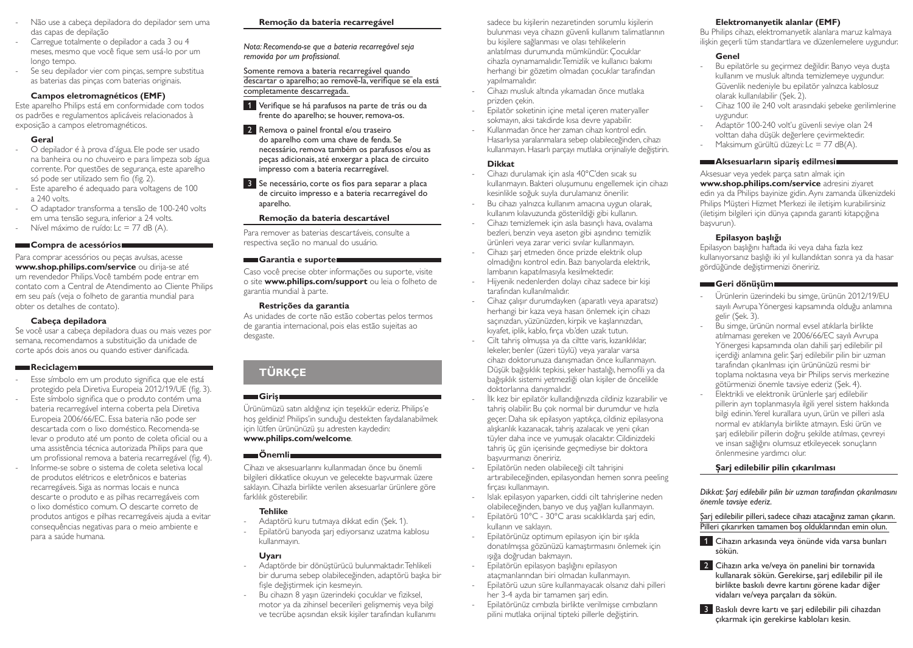- Não use a cabeça depiladora do depilador sem uma das capas de depilação
- Carregue totalmente o depilador a cada 3 ou 4 meses, mesmo que você fique sem usá-lo por um longo tempo.
- Se seu depilador vier com pinças, sempre substitua as baterias das pinças com baterias originais.

### Campos eletromagnéticos (EMF)

Este aparelho Philips está em conformidade com todos os padrões e regulamentos aplicáveis relacionados à exposição a campos eletromagnéticos.

### Geral

- O depilador é à prova d'água. Ele pode ser usado na banheira ou no chuveiro e para limpeza sob água corrente. Por questões de segurança, este aparelho só pode ser utilizado sem fio (fig. 2).
- Este aparelho é adequado para voltagens de 100 a 240 volts.
- O adaptador transforma a tensão de 100-240 volts em uma tensão segura, inferior a 24 volts.
- Nível máximo de ruído: Lc = 77 dB (A).

## Compra de acessórios

Para comprar acessórios ou peças avulsas, acesse **www.shop.philips.com/service** ou dirija-se até um revendedor Philips. Você também pode entrar em contato com a Central de Atendimento ao Cliente Philips em seu país (veja o folheto de garantia mundial para obter os detalhes de contato).

### Cabeça depiladora

Se você usar a cabeça depiladora duas ou mais vezes por semana, recomendamos a substituição da unidade de corte após dois anos ou quando estiver danificada.

## Reciclagem

- Esse símbolo em um produto significa que ele está protegido pela Diretiva Europeia 2012/19/UE (fig. 3).
- Este símbolo significa que o produto contém uma bateria recarregável interna coberta pela Diretiva Europeia 2006/66/EC. Essa bateria não pode ser descartada com o lixo doméstico. Recomenda-se levar o produto até um ponto de coleta oficial ou a uma assistência técnica autorizada Philips para que um profissional remova a bateria recarregável (fig. 4).
- Informe-se sobre o sistema de coleta seletiva local de produtos elétricos e eletrônicos e baterias recarregáveis. Siga as normas locais e nunca descarte o produto e as pilhas recarregáveis com o lixo doméstico comum. O descarte correto de produtos antigos e pilhas recarregáveis ajuda a evitar consequências negativas para o meio ambiente e para a saúde humana.

### Remoção da bateria recarregável

*Nota: Recomenda-se que a bateria recarregável seja removida por um profissional.*

Somente remova a bateria recarregável quando descartar o aparelho; ao removê-la, verifique se ela está completamente descarregada.

1 Verifique se há parafusos na parte de trás ou da frente do aparelho; se houver, remova-os.

2 Remova o painel frontal e/ou traseiro do aparelho com uma chave de fenda. Se necessário, remova também os parafusos e/ou as peças adicionais, até enxergar a placa de circuito impresso com a bateria recarregável.

3 Se necessário, corte os fios para separar a placa de circuito impresso e a bateria recarregável do aparelho.

### Remoção da bateria descartável

Para remover as baterias descartáveis, consulte a respectiva seção no manual do usuário.

## Garantia e suporte

Caso você precise obter informações ou suporte, visite o site **www.philips.com/support** ou leia o folheto de garantia mundial à parte.

### Restrições da garantia

As unidades de corte não estão cobertas pelos termos de garantia internacional, pois elas estão sujeitas ao desgaste.

# TÜRKÇE

## Giriş

Ürünümüzü satın aldığınız için teşekkür ederiz. Philips'e hoş geldiniz! Philips'in sunduğu destekten faydalanabilmek için lütfen ürününüzü şu adreste kaydedin: **www.philips.com/welcome**.

## Önemli

Cihazı ve aksesuarlarını kullanmadan önce bu önemli bilgileri dikkatlice okuyun ve gelecekte başvurmak üzere saklayın. Cihazla birlikte verilen aksesuarlar ürünlere göre farklılık gösterebilir.

### Tehlike

- Adaptörü kuru tutmaya dikkat edin (Şek. 1).
- Epilatörü banyoda şarj ediyorsanız uzatma kablosu kullanmayın.

### Uyarı

- Adaptörde bir dönüştürücü bulunmaktadır. Tehlikeli bir duruma sebep olabileceğinden, adaptörü başka bir fişle değiştirmek için kesmeyin.
- Bu cihazın 8 yaşın üzerindeki çocuklar ve fiziksel, motor ya da zihinsel becerileri gelişmemiş veya bilgi ve tecrübe açısından eksik kişiler tarafından kullanımı sadece bu kişilerin nezaretinden sorumlu kişilerin bulunması veya cihazın güvenli kullanım talimatlarının bu kişilere sağlanması ve olası tehlikelerin anlatılması durumunda mümkündür. Çocuklar cihazla oynamamalıdır. Temizlik ve kullanıcı bakımı herhangi bir gözetim olmadan çocuklar tarafından yapılmamalıdır.
- Cihazı musluk altında yıkamadan önce mutlaka prizden çekin.
- Epilatör soketinin içine metal içeren materyaller sokmayın, aksi takdirde kısa devre yapabilir.
- Kullanmadan önce her zaman cihazı kontrol edin. Hasarlıysa yaralanmalara sebep olabileceğinden, cihazı kullanmayın. Hasarlı parçayı mutlaka orijinaliyle değiştirin.

### Dikkat

- Cihazı durulamak için asla 40°C'den sıcak su kullanmayın. Bakteri oluşumunu engellemek için cihazı kesinlikle soğuk suyla durulamanız önerilir.
- Bu cihazı yalnızca kullanım amacına uygun olarak, kullanım kılavuzunda gösterildiği gibi kullanın.
- Cihazı temizlemek için asla basınçlı hava, ovalama bezleri, benzin veya aseton gibi aşındırıcı temizlik ürünleri veya zarar verici sıvılar kullanmayın.
- Cihazı şarj etmeden önce prizde elektrik olup olmadığını kontrol edin. Bazı banyolarda elektrik, lambanın kapatılmasıyla kesilmektedir.
- Hijyenik nedenlerden dolayı cihaz sadece bir kişi tarafından kullanılmalıdır.
- Cihaz çalışır durumdayken (aparatlı veya aparatsız) herhangi bir kaza veya hasarı önlemek için cihazı saçınızdan, yüzünüzden, kirpik ve kaşlarınızdan, kıyafet, iplik, kablo, fırça vb.'den uzak tutun.
- Cilt tahriş olmuşsa ya da ciltte varis, kızarıklıklar, lekeler, benler (üzeri tüylü) veya yaralar varsa cihazı doktorunuza danışmadan önce kullanmayın. Düşük bağışıklık tepkisi, şeker hastalığı, hemofili ya da bağışıklık sistemi yetmezliği olan kişiler de öncelikle doktorlarına danışmalıdır.
- İlk kez bir epilatör kullandığınızda cildiniz kızarabilir ve tahriş olabilir. Bu çok normal bir durumdur ve hızla geçer. Daha sık epilasyon yaptıkça, cildiniz epilasyona alışkanlık kazanacak, tahriş azalacak ve yeni çıkan tüyler daha ince ve yumuşak olacaktır. Cildinizdeki tahriş üç gün içerisinde geçmediyse bir doktora başvurmanızı öneririz.
- Epilatörün neden olabileceği cilt tahrişini artırabileceğinden, epilasyondan hemen sonra peeling fırçası kullanmayın.
- Islak epilasyon yaparken, ciddi cilt tahrişlerine neden olabileceğinden, banyo ve duş yağları kullanmayın.
- Epilatörü 10°C - 30°C arası sıcaklıklarda şarj edin, kullanın ve saklayın.
- Epilatörünüz optimum epilasyon için bir ışıkla donatılmışsa gözünüzü kamaştırmasını önlemek için ışığa doğrudan bakmayın.
- Epilatörün epilasyon başlığını epilasyon ataçmanlarından biri olmadan kullanmayın.
- Epilatörü uzun süre kullanmayacak olsanız dahi pilleri her 3-4 ayda bir tamamen şarj edin.
- Epilatörünüz cımbızla birlikte verilmişse cımbızların pilini mutlaka orijinal tipteki pillerle değiştirin.

### Elektromanyetik alanlar (EMF)

Bu Philips cihazı, elektromanyetik alanlara maruz kalmaya ilişkin geçerli tüm standartlara ve düzenlemelere uygundur.

### Genel

- Bu epilatörle su geçirmez değildir. Banyo veya duşta kullanım ve musluk altında temizlemeye uygundur. Güvenlik nedeniyle bu epilatör yalnızca kablosuz olarak kullanılabilir (Şek. 2).
- Cihaz 100 ile 240 volt arasındaki şebeke gerilimlerine uygundur.
- Adaptör 100-240 volt'u güvenli seviye olan 24 volttan daha düşük değerlere çevirmektedir.
- Maksimum gürültü düzeyi: Lc = 77 dB(A).

## Aksesuarların sipariş edilmesi

Aksesuar veya yedek parça satın almak için **www.shop.philips.com/service** adresini ziyaret edin ya da Philips bayinize gidin. Aynı zamanda ülkenizdeki Philips Müşteri Hizmet Merkezi ile iletişim kurabilirsiniz (iletişim bilgileri için dünya çapında garanti kitapçığına başvurun).

### Epilasyon başlığı

Epilasyon başlığını haftada iki veya daha fazla kez kullanıyorsanız başlığı iki yıl kullandıktan sonra ya da hasar gördüğünde değiştirmenizi öneririz.

## Geri dönüşüm

- Ürünlerin üzerindeki bu simge, ürünün 2012/19/EU sayılı Avrupa Yönergesi kapsamında olduğu anlamına gelir (Şek. 3).
- Bu simge, ürünün normal evsel atıklarla birlikte atılmaması gereken ve 2006/66/EC sayılı Avrupa Yönergesi kapsamında olan dahili şarj edilebilir pil içerdiği anlamına gelir. Şarj edilebilir pilin bir uzman tarafından çıkarılması için ürününüzü resmi bir toplama noktasına veya bir Philips servis merkezine götürmenizi önemle tavsiye ederiz (Şek. 4).
- Elektrikli ve elektronik ürünlerle şarj edilebilir pillerin ayrı toplanmasıyla ilgili yerel sistem hakkında bilgi edinin. Yerel kurallara uyun, ürün ve pilleri asla normal ev atıklarıyla birlikte atmayın. Eski ürün ve şarj edilebilir pillerin doğru şekilde atılması, çevreyi ve insan sağlığını olumsuz etkileyecek sonuçların önlenmesine yardımcı olur.

### Şarj edilebilir pilin çıkarılması

*Dikkat: Şarj edilebilir pilin bir uzman tarafından çıkarılmasını önemle tavsiye ederiz.*

Şarj edilebilir pilleri, sadece cihazı atacağınız zaman çıkarın. Pilleri çıkarırken tamamen boş olduklarından emin olun.

1 Cihazın arkasında veya önünde vida varsa bunları sökün.

2 Cihazın arka ve/veya ön panelini bir tornavida kullanarak sökün. Gerekirse, şarj edilebilir pil ile birlikte baskılı devre kartını görene kadar diğer vidaları ve/veya parçaları da sökün.

3 Baskılı devre kartı ve şarj edilebilir pili cihazdan çıkarmak için gerekirse kabloları kesin.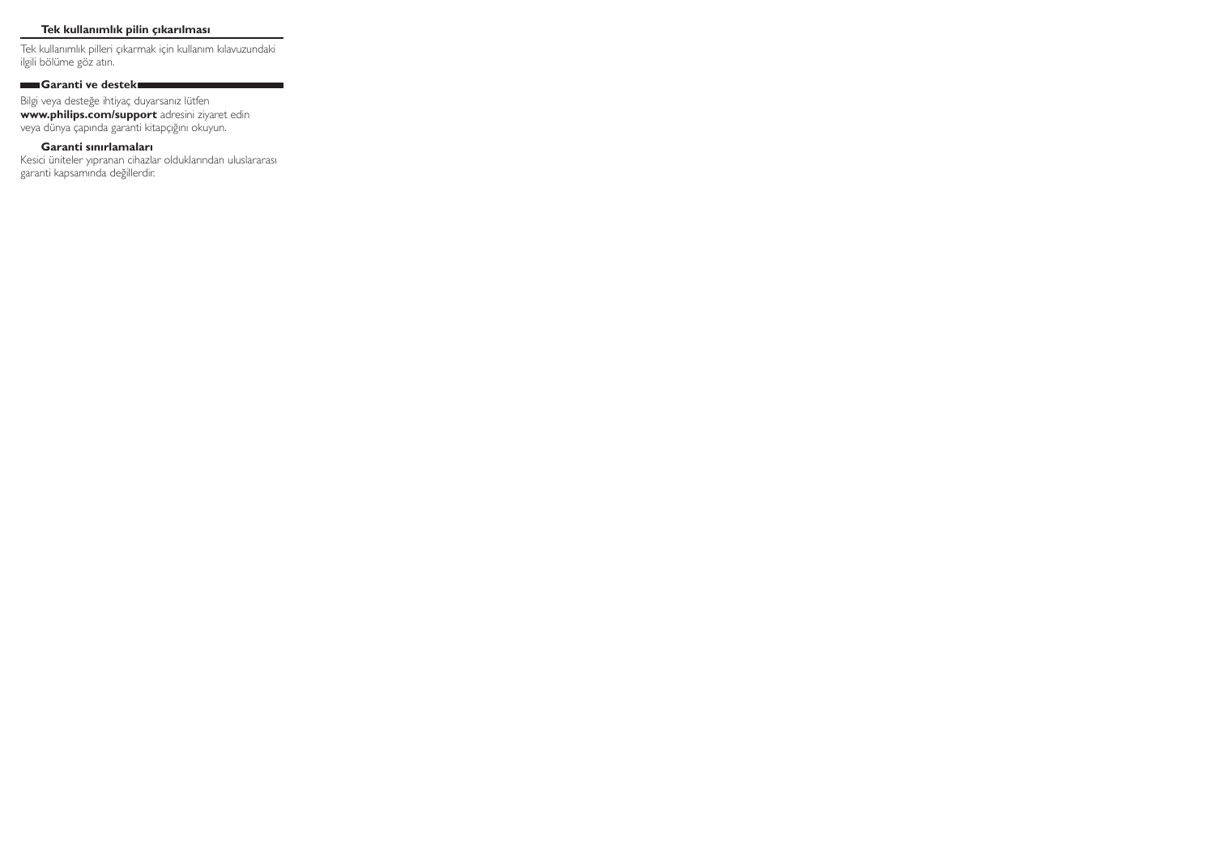### Tek kullanımlık pilin çıkarılması

Tek kullanımlık pilleri çıkarmak için kullanım kılavuzundaki ilgili bölüme göz atın.

## Garanti ve destek

Bilgi veya desteğe ihtiyaç duyarsanız lütfen **www.philips.com/support** adresini ziyaret edin veya dünya çapında garanti kitapçığını okuyun.

### Garanti sınırlamaları

Kesici üniteler yıpranan cihazlar olduklarından uluslararası garanti kapsamında değillerdir.